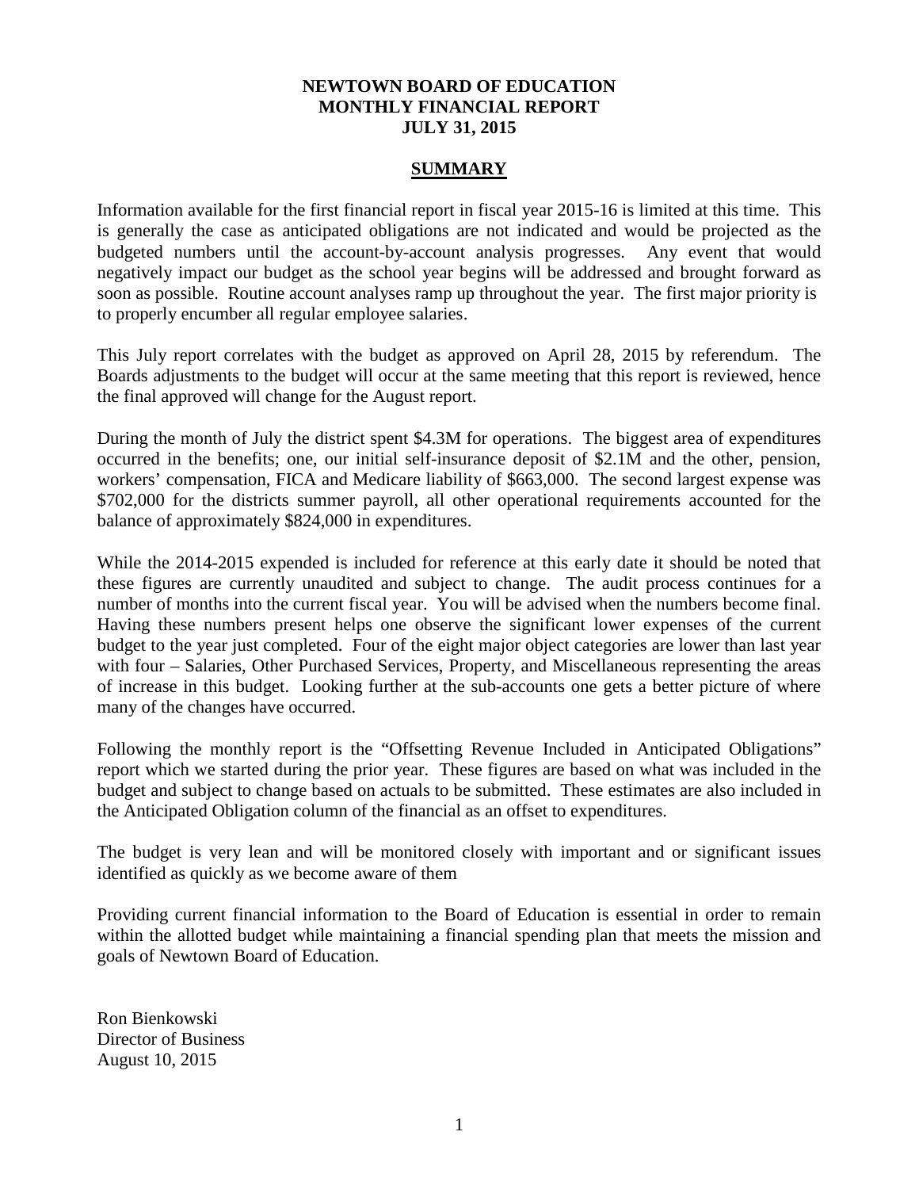# NEWTOWN BOARD OF EDUCATION
# MONTHLY FINANCIAL REPORT
# JULY 31, 2015

## SUMMARY

Information available for the first financial report in fiscal year 2015-16 is limited at this time. This is generally the case as anticipated obligations are not indicated and would be projected as the budgeted numbers until the account-by-account analysis progresses. Any event that would negatively impact our budget as the school year begins will be addressed and brought forward as soon as possible. Routine account analyses ramp up throughout the year. The first major priority is to properly encumber all regular employee salaries.

This July report correlates with the budget as approved on April 28, 2015 by referendum. The Boards adjustments to the budget will occur at the same meeting that this report is reviewed, hence the final approved will change for the August report.

During the month of July the district spent $4.3M for operations. The biggest area of expenditures occurred in the benefits; one, our initial self-insurance deposit of $2.1M and the other, pension, workers' compensation, FICA and Medicare liability of $663,000. The second largest expense was $702,000 for the districts summer payroll, all other operational requirements accounted for the balance of approximately $824,000 in expenditures.

While the 2014-2015 expended is included for reference at this early date it should be noted that these figures are currently unaudited and subject to change. The audit process continues for a number of months into the current fiscal year. You will be advised when the numbers become final. Having these numbers present helps one observe the significant lower expenses of the current budget to the year just completed. Four of the eight major object categories are lower than last year with four – Salaries, Other Purchased Services, Property, and Miscellaneous representing the areas of increase in this budget. Looking further at the sub-accounts one gets a better picture of where many of the changes have occurred.

Following the monthly report is the "Offsetting Revenue Included in Anticipated Obligations" report which we started during the prior year. These figures are based on what was included in the budget and subject to change based on actuals to be submitted. These estimates are also included in the Anticipated Obligation column of the financial as an offset to expenditures.

The budget is very lean and will be monitored closely with important and or significant issues identified as quickly as we become aware of them

Providing current financial information to the Board of Education is essential in order to remain within the allotted budget while maintaining a financial spending plan that meets the mission and goals of Newtown Board of Education.

Ron Bienkowski
Director of Business
August 10, 2015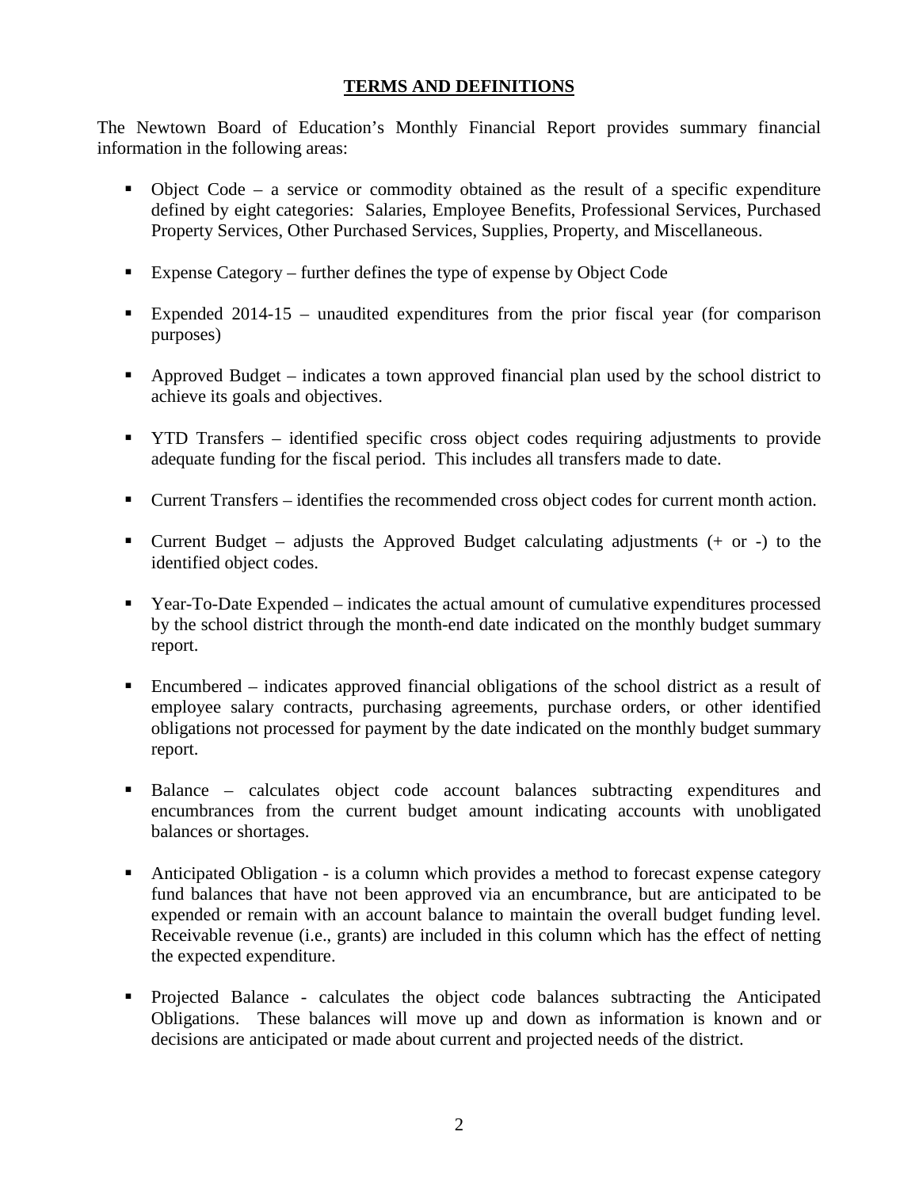## TERMS AND DEFINITIONS

The Newtown Board of Education's Monthly Financial Report provides summary financial information in the following areas:

- Object Code – a service or commodity obtained as the result of a specific expenditure defined by eight categories: Salaries, Employee Benefits, Professional Services, Purchased Property Services, Other Purchased Services, Supplies, Property, and Miscellaneous.
- Expense Category – further defines the type of expense by Object Code
- Expended 2014-15 – unaudited expenditures from the prior fiscal year (for comparison purposes)
- Approved Budget – indicates a town approved financial plan used by the school district to achieve its goals and objectives.
- YTD Transfers – identified specific cross object codes requiring adjustments to provide adequate funding for the fiscal period. This includes all transfers made to date.
- Current Transfers – identifies the recommended cross object codes for current month action.
- Current Budget – adjusts the Approved Budget calculating adjustments (+ or -) to the identified object codes.
- Year-To-Date Expended – indicates the actual amount of cumulative expenditures processed by the school district through the month-end date indicated on the monthly budget summary report.
- Encumbered – indicates approved financial obligations of the school district as a result of employee salary contracts, purchasing agreements, purchase orders, or other identified obligations not processed for payment by the date indicated on the monthly budget summary report.
- Balance – calculates object code account balances subtracting expenditures and encumbrances from the current budget amount indicating accounts with unobligated balances or shortages.
- Anticipated Obligation - is a column which provides a method to forecast expense category fund balances that have not been approved via an encumbrance, but are anticipated to be expended or remain with an account balance to maintain the overall budget funding level. Receivable revenue (i.e., grants) are included in this column which has the effect of netting the expected expenditure.
- Projected Balance - calculates the object code balances subtracting the Anticipated Obligations. These balances will move up and down as information is known and or decisions are anticipated or made about current and projected needs of the district.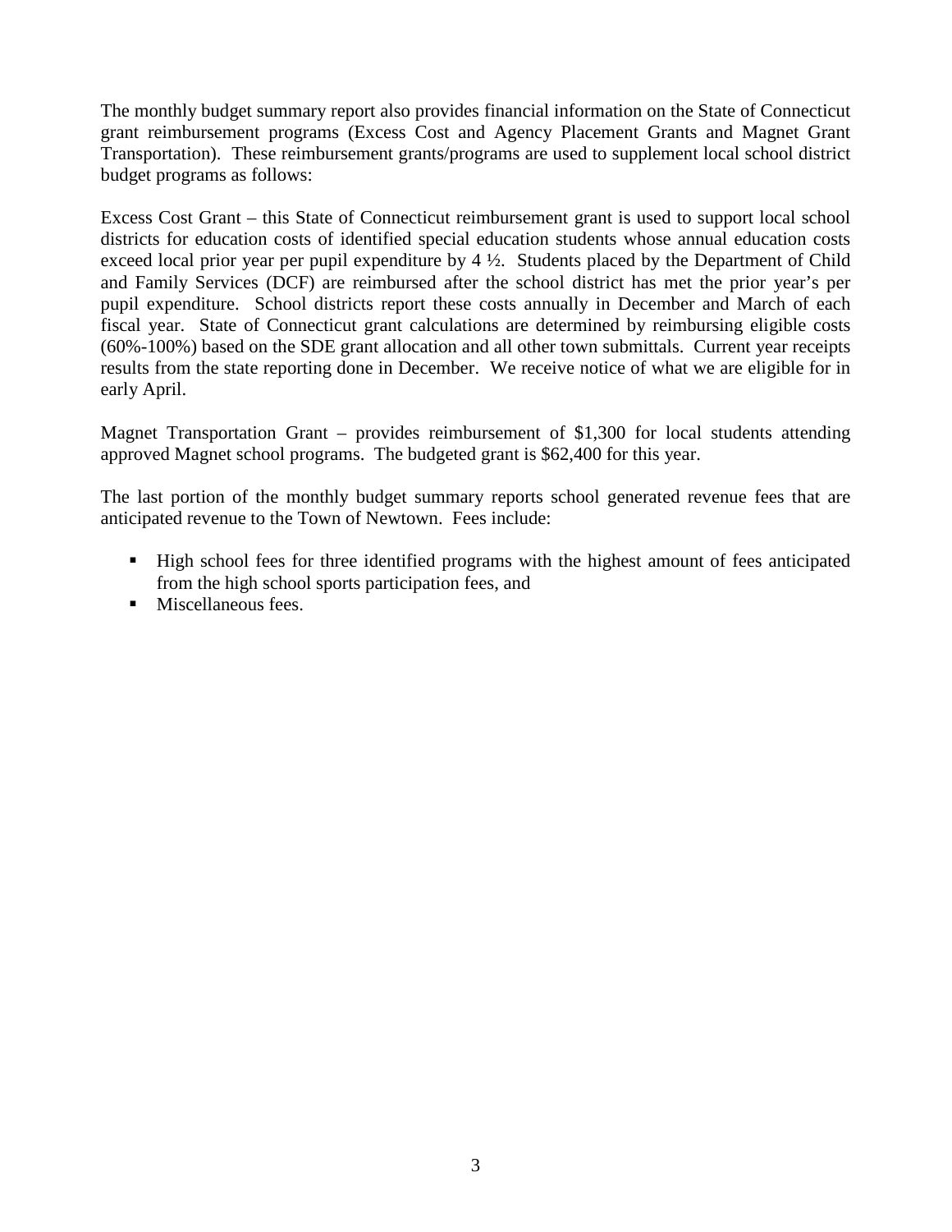The monthly budget summary report also provides financial information on the State of Connecticut grant reimbursement programs (Excess Cost and Agency Placement Grants and Magnet Grant Transportation). These reimbursement grants/programs are used to supplement local school district budget programs as follows:

Excess Cost Grant – this State of Connecticut reimbursement grant is used to support local school districts for education costs of identified special education students whose annual education costs exceed local prior year per pupil expenditure by 4 ½. Students placed by the Department of Child and Family Services (DCF) are reimbursed after the school district has met the prior year's per pupil expenditure. School districts report these costs annually in December and March of each fiscal year. State of Connecticut grant calculations are determined by reimbursing eligible costs (60%-100%) based on the SDE grant allocation and all other town submittals. Current year receipts results from the state reporting done in December. We receive notice of what we are eligible for in early April.

Magnet Transportation Grant – provides reimbursement of $1,300 for local students attending approved Magnet school programs. The budgeted grant is $62,400 for this year.

The last portion of the monthly budget summary reports school generated revenue fees that are anticipated revenue to the Town of Newtown. Fees include:

- High school fees for three identified programs with the highest amount of fees anticipated from the high school sports participation fees, and
- Miscellaneous fees.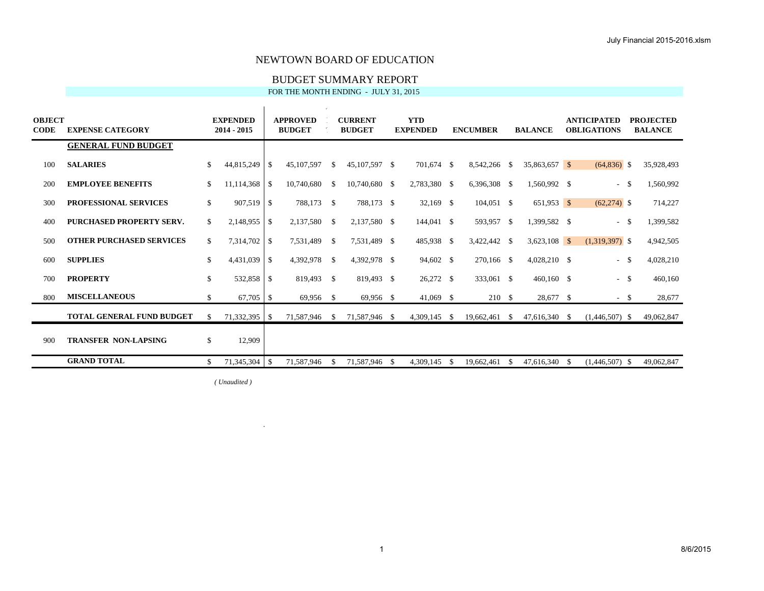# NEWTOWN BOARD OF EDUCATION

## BUDGET SUMMARY REPORT

FOR THE MONTH ENDING - JULY 31, 2015

| OBJECT CODE | EXPENSE CATEGORY | EXPENDED 2014 - 2015 | APPROVED BUDGET | CURRENT BUDGET | YTD EXPENDED | ENCUMBER | BALANCE | ANTICIPATED OBLIGATIONS | PROJECTED BALANCE |
|---|---|---|---|---|---|---|---|---|---|
| | **GENERAL FUND BUDGET** | | | | | | | | |
| 100 | **SALARIES** | $ 44,815,249 | $ 45,107,597 | $ 45,107,597 | $ 701,674 | $ 8,542,266 | $ 35,863,657 | $ (64,836) | $ 35,928,493 |
| 200 | **EMPLOYEE BENEFITS** | $ 11,114,368 | $ 10,740,680 | $ 10,740,680 | $ 2,783,380 | $ 6,396,308 | $ 1,560,992 | $ - | $ 1,560,992 |
| 300 | **PROFESSIONAL SERVICES** | $ 907,519 | $ 788,173 | $ 788,173 | $ 32,169 | $ 104,051 | $ 651,953 | $ (62,274) | $ 714,227 |
| 400 | **PURCHASED PROPERTY SERV.** | $ 2,148,955 | $ 2,137,580 | $ 2,137,580 | $ 144,041 | $ 593,957 | $ 1,399,582 | $ - | $ 1,399,582 |
| 500 | **OTHER PURCHASED SERVICES** | $ 7,314,702 | $ 7,531,489 | $ 7,531,489 | $ 485,938 | $ 3,422,442 | $ 3,623,108 | $ (1,319,397) | $ 4,942,505 |
| 600 | **SUPPLIES** | $ 4,431,039 | $ 4,392,978 | $ 4,392,978 | $ 94,602 | $ 270,166 | $ 4,028,210 | $ - | $ 4,028,210 |
| 700 | **PROPERTY** | $ 532,858 | $ 819,493 | $ 819,493 | $ 26,272 | $ 333,061 | $ 460,160 | $ - | $ 460,160 |
| 800 | **MISCELLANEOUS** | $ 67,705 | $ 69,956 | $ 69,956 | $ 41,069 | $ 210 | $ 28,677 | $ - | $ 28,677 |
| | **TOTAL GENERAL FUND BUDGET** | $ 71,332,395 | $ 71,587,946 | $ 71,587,946 | $ 4,309,145 | $ 19,662,461 | $ 47,616,340 | $ (1,446,507) | $ 49,062,847 |
| 900 | **TRANSFER NON-LAPSING** | $ 12,909 | | | | | | | |
| | **GRAND TOTAL** | $ 71,345,304 | $ 71,587,946 | $ 71,587,946 | $ 4,309,145 | $ 19,662,461 | $ 47,616,340 | $ (1,446,507) | $ 49,062,847 |

*( Unaudited )*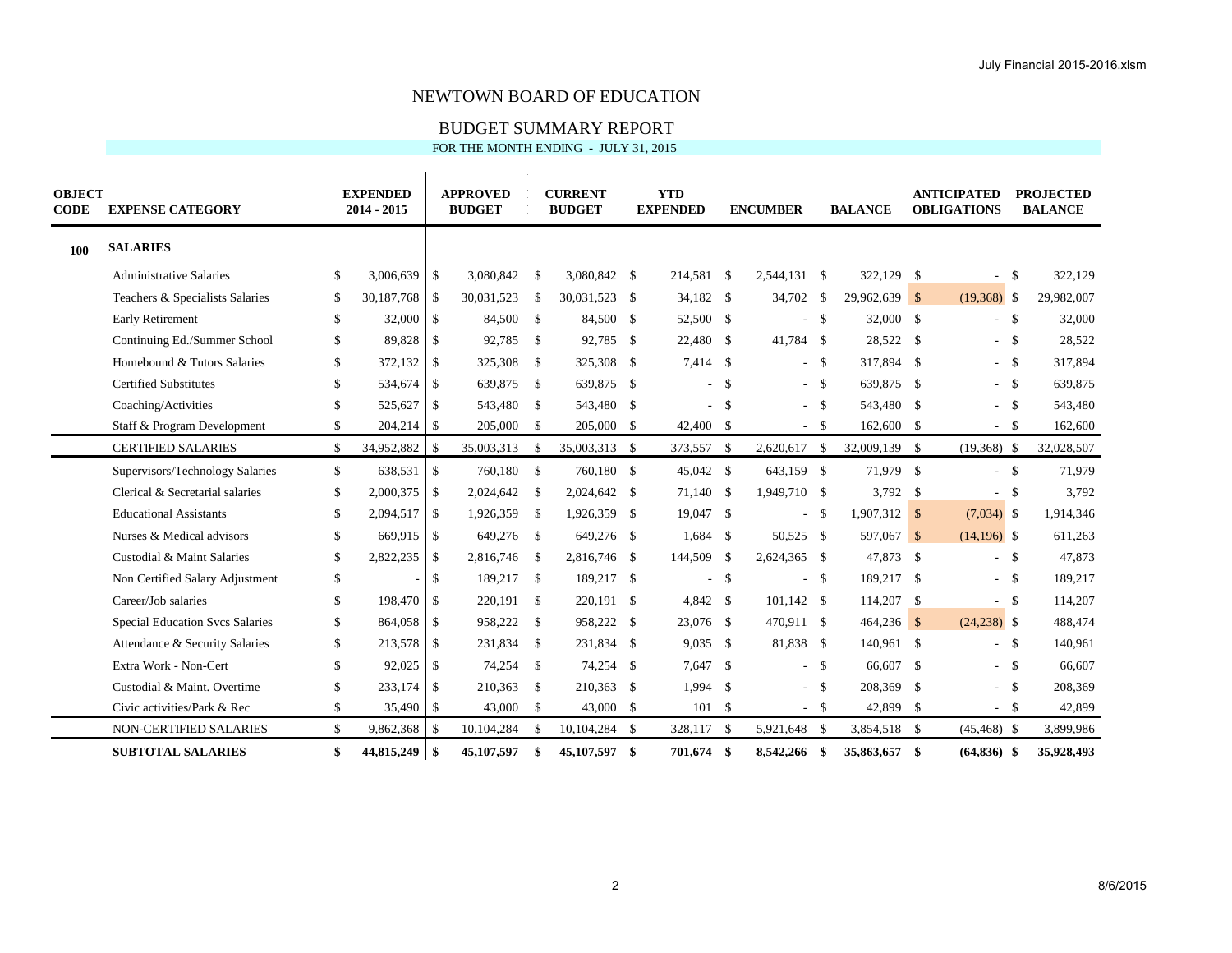# NEWTOWN BOARD OF EDUCATION

## BUDGET SUMMARY REPORT

FOR THE MONTH ENDING - JULY 31, 2015

| OBJECT CODE | EXPENSE CATEGORY | EXPENDED 2014 - 2015 | APPROVED BUDGET | CURRENT BUDGET | YTD EXPENDED | ENCUMBER | BALANCE | ANTICIPATED OBLIGATIONS | PROJECTED BALANCE |
|---|---|---|---|---|---|---|---|---|---|
| **100** | **SALARIES** | | | | | | | | |
| | Administrative Salaries | $ 3,006,639 | $ 3,080,842 | $ 3,080,842 | $ 214,581 | $ 2,544,131 | $ 322,129 | $ - | $ 322,129 |
| | Teachers & Specialists Salaries | $ 30,187,768 | $ 30,031,523 | $ 30,031,523 | $ 34,182 | $ 34,702 | $ 29,962,639 | $ (19,368) | $ 29,982,007 |
| | Early Retirement | $ 32,000 | $ 84,500 | $ 84,500 | $ 52,500 | $ - | $ 32,000 | $ - | $ 32,000 |
| | Continuing Ed./Summer School | $ 89,828 | $ 92,785 | $ 92,785 | $ 22,480 | $ 41,784 | $ 28,522 | $ - | $ 28,522 |
| | Homebound & Tutors Salaries | $ 372,132 | $ 325,308 | $ 325,308 | $ 7,414 | $ - | $ 317,894 | $ - | $ 317,894 |
| | Certified Substitutes | $ 534,674 | $ 639,875 | $ 639,875 | $ - | $ - | $ 639,875 | $ - | $ 639,875 |
| | Coaching/Activities | $ 525,627 | $ 543,480 | $ 543,480 | $ - | $ - | $ 543,480 | $ - | $ 543,480 |
| | Staff & Program Development | $ 204,214 | $ 205,000 | $ 205,000 | $ 42,400 | $ - | $ 162,600 | $ - | $ 162,600 |
| | CERTIFIED SALARIES | $ 34,952,882 | $ 35,003,313 | $ 35,003,313 | $ 373,557 | $ 2,620,617 | $ 32,009,139 | $ (19,368) | $ 32,028,507 |
| | Supervisors/Technology Salaries | $ 638,531 | $ 760,180 | $ 760,180 | $ 45,042 | $ 643,159 | $ 71,979 | $ - | $ 71,979 |
| | Clerical & Secretarial salaries | $ 2,000,375 | $ 2,024,642 | $ 2,024,642 | $ 71,140 | $ 1,949,710 | $ 3,792 | $ - | $ 3,792 |
| | Educational Assistants | $ 2,094,517 | $ 1,926,359 | $ 1,926,359 | $ 19,047 | $ - | $ 1,907,312 | $ (7,034) | $ 1,914,346 |
| | Nurses & Medical advisors | $ 669,915 | $ 649,276 | $ 649,276 | $ 1,684 | $ 50,525 | $ 597,067 | $ (14,196) | $ 611,263 |
| | Custodial & Maint Salaries | $ 2,822,235 | $ 2,816,746 | $ 2,816,746 | $ 144,509 | $ 2,624,365 | $ 47,873 | $ - | $ 47,873 |
| | Non Certified Salary Adjustment | $ - | $ 189,217 | $ 189,217 | $ - | $ - | $ 189,217 | $ - | $ 189,217 |
| | Career/Job salaries | $ 198,470 | $ 220,191 | $ 220,191 | $ 4,842 | $ 101,142 | $ 114,207 | $ - | $ 114,207 |
| | Special Education Svcs Salaries | $ 864,058 | $ 958,222 | $ 958,222 | $ 23,076 | $ 470,911 | $ 464,236 | $ (24,238) | $ 488,474 |
| | Attendance & Security Salaries | $ 213,578 | $ 231,834 | $ 231,834 | $ 9,035 | $ 81,838 | $ 140,961 | $ - | $ 140,961 |
| | Extra Work - Non-Cert | $ 92,025 | $ 74,254 | $ 74,254 | $ 7,647 | $ - | $ 66,607 | $ - | $ 66,607 |
| | Custodial & Maint. Overtime | $ 233,174 | $ 210,363 | $ 210,363 | $ 1,994 | $ - | $ 208,369 | $ - | $ 208,369 |
| | Civic activities/Park & Rec | $ 35,490 | $ 43,000 | $ 43,000 | $ 101 | $ - | $ 42,899 | $ - | $ 42,899 |
| | NON-CERTIFIED SALARIES | $ 9,862,368 | $ 10,104,284 | $ 10,104,284 | $ 328,117 | $ 5,921,648 | $ 3,854,518 | $ (45,468) | $ 3,899,986 |
| | **SUBTOTAL SALARIES** | **$ 44,815,249** | **$ 45,107,597** | **$ 45,107,597** | **$ 701,674** | **$ 8,542,266** | **$ 35,863,657** | **$ (64,836)** | **$ 35,928,493** |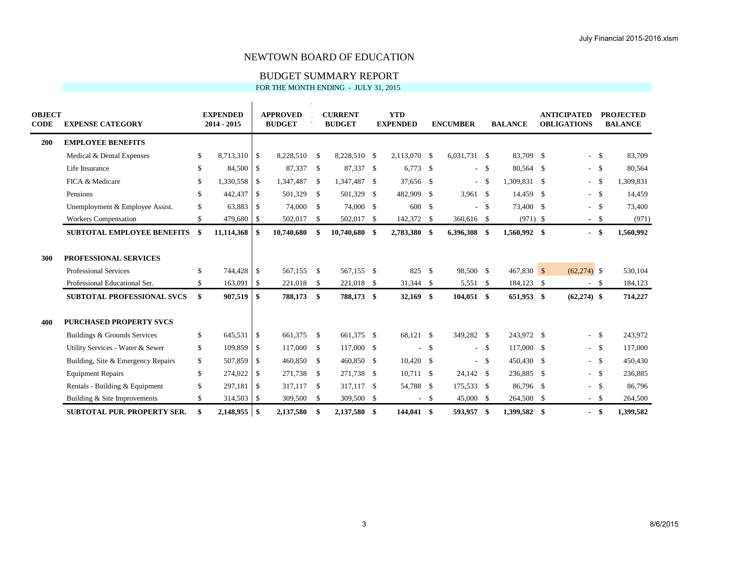# NEWTOWN BOARD OF EDUCATION

## BUDGET SUMMARY REPORT

FOR THE MONTH ENDING - JULY 31, 2015

| OBJECT CODE | EXPENSE CATEGORY | EXPENDED 2014 - 2015 | APPROVED BUDGET | CURRENT BUDGET | YTD EXPENDED | ENCUMBER | BALANCE | ANTICIPATED OBLIGATIONS | PROJECTED BALANCE |
|---|---|---|---|---|---|---|---|---|---|
| **200** | **EMPLOYEE BENEFITS** | | | | | | | | |
| | Medical & Dental Expenses | $ 8,713,310 | $ 8,228,510 | $ 8,228,510 | $ 2,113,070 | $ 6,031,731 | $ 83,709 | $ - | $ 83,709 |
| | Life Insurance | $ 84,500 | $ 87,337 | $ 87,337 | $ 6,773 | $ - | $ 80,564 | $ - | $ 80,564 |
| | FICA & Medicare | $ 1,330,558 | $ 1,347,487 | $ 1,347,487 | $ 37,656 | $ - | $ 1,309,831 | $ - | $ 1,309,831 |
| | Pensions | $ 442,437 | $ 501,329 | $ 501,329 | $ 482,909 | $ 3,961 | $ 14,459 | $ - | $ 14,459 |
| | Unemployment & Employee Assist. | $ 63,883 | $ 74,000 | $ 74,000 | $ 600 | $ - | $ 73,400 | $ - | $ 73,400 |
| | Workers Compensation | $ 479,680 | $ 502,017 | $ 502,017 | $ 142,372 | $ 360,616 | $ (971) | $ - | $ (971) |
| | **SUBTOTAL EMPLOYEE BENEFITS** | **$ 11,114,368** | **$ 10,740,680** | **$ 10,740,680** | **$ 2,783,380** | **$ 6,396,308** | **$ 1,560,992** | **$ -** | **$ 1,560,992** |
| **300** | **PROFESSIONAL SERVICES** | | | | | | | | |
| | Professional Services | $ 744,428 | $ 567,155 | $ 567,155 | $ 825 | $ 98,500 | $ 467,830 | $ (62,274) | $ 530,104 |
| | Professional Educational Ser. | $ 163,091 | $ 221,018 | $ 221,018 | $ 31,344 | $ 5,551 | $ 184,123 | $ - | $ 184,123 |
| | **SUBTOTAL PROFESSIONAL SVCS** | **$ 907,519** | **$ 788,173** | **$ 788,173** | **$ 32,169** | **$ 104,051** | **$ 651,953** | **$ (62,274)** | **$ 714,227** |
| **400** | **PURCHASED PROPERTY SVCS** | | | | | | | | |
| | Buildings & Grounds Services | $ 645,531 | $ 661,375 | $ 661,375 | $ 68,121 | $ 349,282 | $ 243,972 | $ - | $ 243,972 |
| | Utility Services - Water & Sewer | $ 109,859 | $ 117,000 | $ 117,000 | $ - | $ - | $ 117,000 | $ - | $ 117,000 |
| | Building, Site & Emergency Repairs | $ 507,859 | $ 460,850 | $ 460,850 | $ 10,420 | $ - | $ 450,430 | $ - | $ 450,430 |
| | Equipment Repairs | $ 274,022 | $ 271,738 | $ 271,738 | $ 10,711 | $ 24,142 | $ 236,885 | $ - | $ 236,885 |
| | Rentals - Building & Equipment | $ 297,181 | $ 317,117 | $ 317,117 | $ 54,788 | $ 175,533 | $ 86,796 | $ - | $ 86,796 |
| | Building & Site Improvements | $ 314,503 | $ 309,500 | $ 309,500 | $ - | $ 45,000 | $ 264,500 | $ - | $ 264,500 |
| | **SUBTOTAL PUR. PROPERTY SER.** | **$ 2,148,955** | **$ 2,137,580** | **$ 2,137,580** | **$ 144,041** | **$ 593,957** | **$ 1,399,582** | **$ -** | **$ 1,399,582** |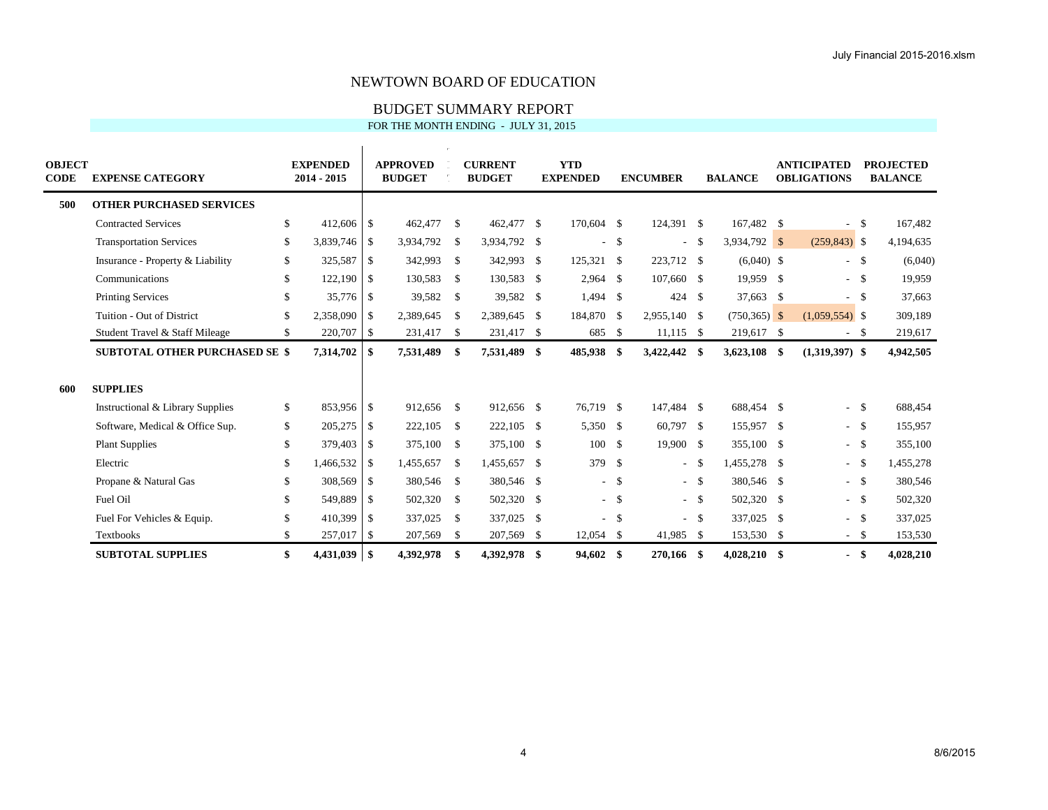# NEWTOWN BOARD OF EDUCATION

## BUDGET SUMMARY REPORT

FOR THE MONTH ENDING - JULY 31, 2015

| OBJECT CODE | EXPENSE CATEGORY | EXPENDED 2014 - 2015 | APPROVED BUDGET | CURRENT BUDGET | YTD EXPENDED | ENCUMBER | BALANCE | ANTICIPATED OBLIGATIONS | PROJECTED BALANCE |
|---|---|---|---|---|---|---|---|---|---|
| **500** | **OTHER PURCHASED SERVICES** | | | | | | | | |
| | Contracted Services | $ 412,606 | $ 462,477 | $ 462,477 | $ 170,604 | $ 124,391 | $ 167,482 | $ - | $ 167,482 |
| | Transportation Services | $ 3,839,746 | $ 3,934,792 | $ 3,934,792 | $ - | $ - | $ 3,934,792 | $ (259,843) | $ 4,194,635 |
| | Insurance - Property & Liability | $ 325,587 | $ 342,993 | $ 342,993 | $ 125,321 | $ 223,712 | $ (6,040) | $ - | $ (6,040) |
| | Communications | $ 122,190 | $ 130,583 | $ 130,583 | $ 2,964 | $ 107,660 | $ 19,959 | $ - | $ 19,959 |
| | Printing Services | $ 35,776 | $ 39,582 | $ 39,582 | $ 1,494 | $ 424 | $ 37,663 | $ - | $ 37,663 |
| | Tuition - Out of District | $ 2,358,090 | $ 2,389,645 | $ 2,389,645 | $ 184,870 | $ 2,955,140 | $ (750,365) | $ (1,059,554) | $ 309,189 |
| | Student Travel & Staff Mileage | $ 220,707 | $ 231,417 | $ 231,417 | $ 685 | $ 11,115 | $ 219,617 | $ - | $ 219,617 |
| | **SUBTOTAL OTHER PURCHASED SE** | **$ 7,314,702** | **$ 7,531,489** | **$ 7,531,489** | **$ 485,938** | **$ 3,422,442** | **$ 3,623,108** | **$ (1,319,397)** | **$ 4,942,505** |
| **600** | **SUPPLIES** | | | | | | | | |
| | Instructional & Library Supplies | $ 853,956 | $ 912,656 | $ 912,656 | $ 76,719 | $ 147,484 | $ 688,454 | $ - | $ 688,454 |
| | Software, Medical & Office Sup. | $ 205,275 | $ 222,105 | $ 222,105 | $ 5,350 | $ 60,797 | $ 155,957 | $ - | $ 155,957 |
| | Plant Supplies | $ 379,403 | $ 375,100 | $ 375,100 | $ 100 | $ 19,900 | $ 355,100 | $ - | $ 355,100 |
| | Electric | $ 1,466,532 | $ 1,455,657 | $ 1,455,657 | $ 379 | $ - | $ 1,455,278 | $ - | $ 1,455,278 |
| | Propane & Natural Gas | $ 308,569 | $ 380,546 | $ 380,546 | $ - | $ - | $ 380,546 | $ - | $ 380,546 |
| | Fuel Oil | $ 549,889 | $ 502,320 | $ 502,320 | $ - | $ - | $ 502,320 | $ - | $ 502,320 |
| | Fuel For Vehicles & Equip. | $ 410,399 | $ 337,025 | $ 337,025 | $ - | $ - | $ 337,025 | $ - | $ 337,025 |
| | Textbooks | $ 257,017 | $ 207,569 | $ 207,569 | $ 12,054 | $ 41,985 | $ 153,530 | $ - | $ 153,530 |
| | **SUBTOTAL SUPPLIES** | **$ 4,431,039** | **$ 4,392,978** | **$ 4,392,978** | **$ 94,602** | **$ 270,166** | **$ 4,028,210** | **$ -** | **$ 4,028,210** |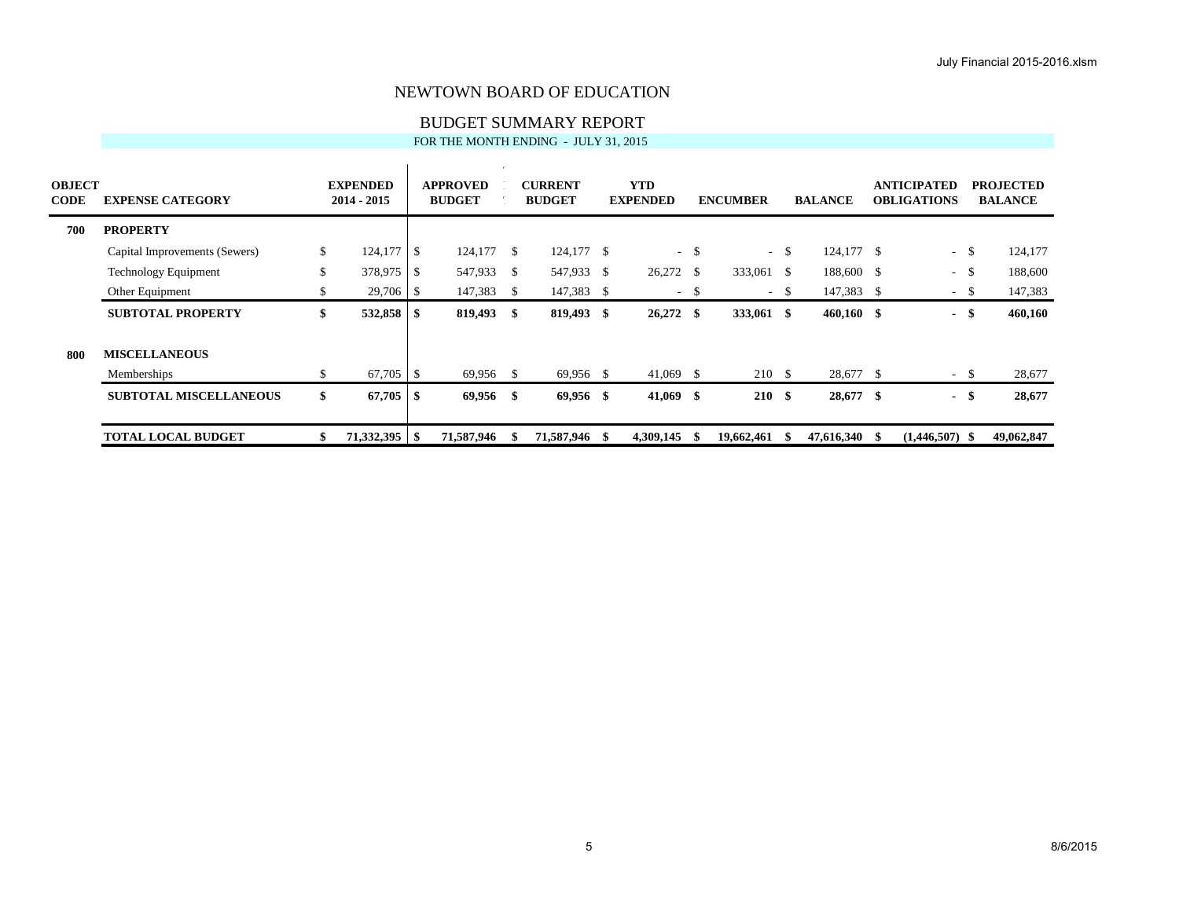# NEWTOWN BOARD OF EDUCATION

## BUDGET SUMMARY REPORT

FOR THE MONTH ENDING - JULY 31, 2015

| OBJECT CODE | EXPENSE CATEGORY | EXPENDED 2014 - 2015 | APPROVED BUDGET | CURRENT BUDGET | YTD EXPENDED | ENCUMBER | BALANCE | ANTICIPATED OBLIGATIONS | PROJECTED BALANCE |
|---|---|---|---|---|---|---|---|---|---|
| **700** | **PROPERTY** | | | | | | | | |
| | Capital Improvements (Sewers) | $ 124,177 | $ 124,177 | $ 124,177 | $ - | $ - | $ 124,177 | $ - | $ 124,177 |
| | Technology Equipment | $ 378,975 | $ 547,933 | $ 547,933 | $ 26,272 | $ 333,061 | $ 188,600 | $ - | $ 188,600 |
| | Other Equipment | $ 29,706 | $ 147,383 | $ 147,383 | $ - | $ - | $ 147,383 | $ - | $ 147,383 |
| | **SUBTOTAL PROPERTY** | **$ 532,858** | **$ 819,493** | **$ 819,493** | **$ 26,272** | **$ 333,061** | **$ 460,160** | **$ -** | **$ 460,160** |
| **800** | **MISCELLANEOUS** | | | | | | | | |
| | Memberships | $ 67,705 | $ 69,956 | $ 69,956 | $ 41,069 | $ 210 | $ 28,677 | $ - | $ 28,677 |
| | **SUBTOTAL MISCELLANEOUS** | **$ 67,705** | **$ 69,956** | **$ 69,956** | **$ 41,069** | **$ 210** | **$ 28,677** | **$ -** | **$ 28,677** |
| | **TOTAL LOCAL BUDGET** | **$ 71,332,395** | **$ 71,587,946** | **$ 71,587,946** | **$ 4,309,145** | **$ 19,662,461** | **$ 47,616,340** | **$ (1,446,507)** | **$ 49,062,847** |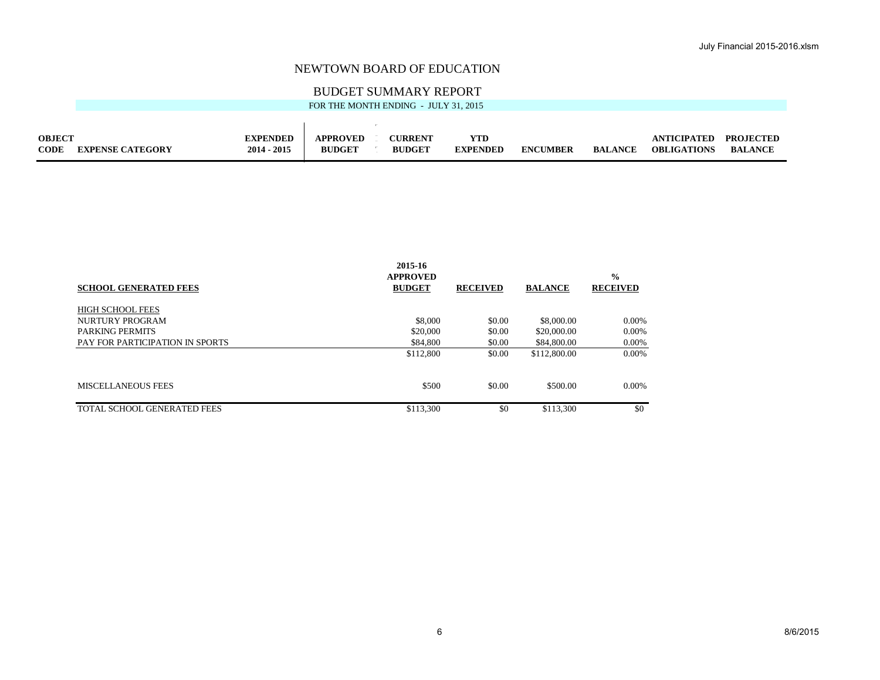# NEWTOWN BOARD OF EDUCATION

## BUDGET SUMMARY REPORT

FOR THE MONTH ENDING - JULY 31, 2015

| OBJECT CODE | EXPENSE CATEGORY | EXPENDED 2014 - 2015 | APPROVED BUDGET | CURRENT BUDGET | YTD EXPENDED | ENCUMBER | BALANCE | ANTICIPATED OBLIGATIONS | PROJECTED BALANCE |
|---|---|---|---|---|---|---|---|---|---|

| SCHOOL GENERATED FEES | 2015-16 APPROVED BUDGET | RECEIVED | BALANCE | % RECEIVED |
|---|---|---|---|---|
| HIGH SCHOOL FEES | | | | |
| NURTURY PROGRAM | $8,000 | $0.00 | $8,000.00 | 0.00% |
| PARKING PERMITS | $20,000 | $0.00 | $20,000.00 | 0.00% |
| PAY FOR PARTICIPATION IN SPORTS | $84,800 | $0.00 | $84,800.00 | 0.00% |
| | $112,800 | $0.00 | $112,800.00 | 0.00% |
| MISCELLANEOUS FEES | $500 | $0.00 | $500.00 | 0.00% |
| TOTAL SCHOOL GENERATED FEES | $113,300 | $0 | $113,300 | $0 |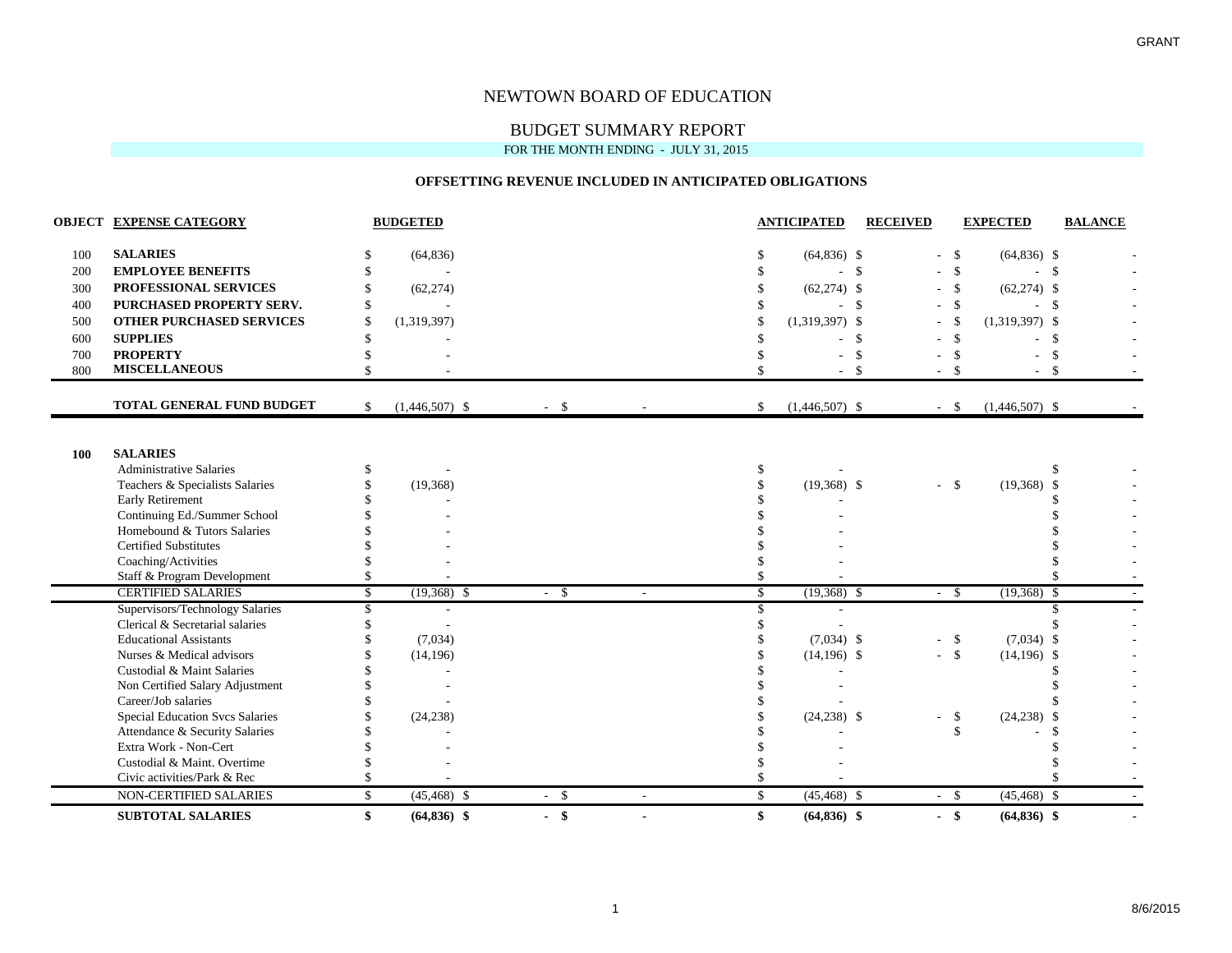GRANT

# NEWTOWN BOARD OF EDUCATION

## BUDGET SUMMARY REPORT

FOR THE MONTH ENDING - JULY 31, 2015

### OFFSETTING REVENUE INCLUDED IN ANTICIPATED OBLIGATIONS

| OBJECT | EXPENSE CATEGORY | BUDGETED | | | ANTICIPATED | RECEIVED | EXPECTED | BALANCE |
|---|---|---|---|---|---|---|---|---|
| 100 | **SALARIES** | $ (64,836) | | | $ (64,836) | $ - | $ (64,836) | $ - |
| 200 | **EMPLOYEE BENEFITS** | $ - | | | $ - | $ - | $ - | $ - |
| 300 | **PROFESSIONAL SERVICES** | $ (62,274) | | | $ (62,274) | $ - | $ (62,274) | $ - |
| 400 | **PURCHASED PROPERTY SERV.** | $ - | | | $ - | $ - | $ - | $ - |
| 500 | **OTHER PURCHASED SERVICES** | $ (1,319,397) | | | $ (1,319,397) | $ - | $ (1,319,397) | $ - |
| 600 | **SUPPLIES** | $ - | | | $ - | $ - | $ - | $ - |
| 700 | **PROPERTY** | $ - | | | $ - | $ - | $ - | $ - |
| 800 | **MISCELLANEOUS** | $ - | | | $ - | $ - | $ - | $ - |
| | **TOTAL GENERAL FUND BUDGET** | $ (1,446,507) | $ - | $ - | $ (1,446,507) | $ - | $ (1,446,507) | $ - |

| OBJECT | EXPENSE CATEGORY | BUDGETED | | | ANTICIPATED | RECEIVED | EXPECTED | BALANCE |
|---|---|---|---|---|---|---|---|---|
| **100** | **SALARIES** | | | | | | | |
| | Administrative Salaries | $ - | | | $ - | | | $ - |
| | Teachers & Specialists Salaries | $ (19,368) | | | $ (19,368) | $ - | $ (19,368) | $ - |
| | Early Retirement | $ - | | | $ - | | | $ - |
| | Continuing Ed./Summer School | $ - | | | $ - | | | $ - |
| | Homebound & Tutors Salaries | $ - | | | $ - | | | $ - |
| | Certified Substitutes | $ - | | | $ - | | | $ - |
| | Coaching/Activities | $ - | | | $ - | | | $ - |
| | Staff & Program Development | $ - | | | $ - | | | $ - |
| | CERTIFIED SALARIES | $ (19,368) | $ - | $ - | $ (19,368) | $ - | $ (19,368) | $ - |
| | Supervisors/Technology Salaries | $ - | | | $ - | | | $ - |
| | Clerical & Secretarial salaries | $ - | | | $ - | | | $ - |
| | Educational Assistants | $ (7,034) | | | $ (7,034) | $ - | $ (7,034) | $ - |
| | Nurses & Medical advisors | $ (14,196) | | | $ (14,196) | $ - | $ (14,196) | $ - |
| | Custodial & Maint Salaries | $ - | | | $ - | | | $ - |
| | Non Certified Salary Adjustment | $ - | | | $ - | | | $ - |
| | Career/Job salaries | $ - | | | $ - | | | $ - |
| | Special Education Svcs Salaries | $ (24,238) | | | $ (24,238) | $ - | $ (24,238) | $ - |
| | Attendance & Security Salaries | $ - | | | $ - | | $ - | $ - |
| | Extra Work - Non-Cert | $ - | | | $ - | | | $ - |
| | Custodial & Maint. Overtime | $ - | | | $ - | | | $ - |
| | Civic activities/Park & Rec | $ - | | | $ - | | | $ - |
| | NON-CERTIFIED SALARIES | $ (45,468) | $ - | $ - | $ (45,468) | $ - | $ (45,468) | $ - |
| | **SUBTOTAL SALARIES** | **$ (64,836)** | **$ -** | **$ -** | **$ (64,836)** | **$ -** | **$ (64,836)** | **$ -** |

8/6/2015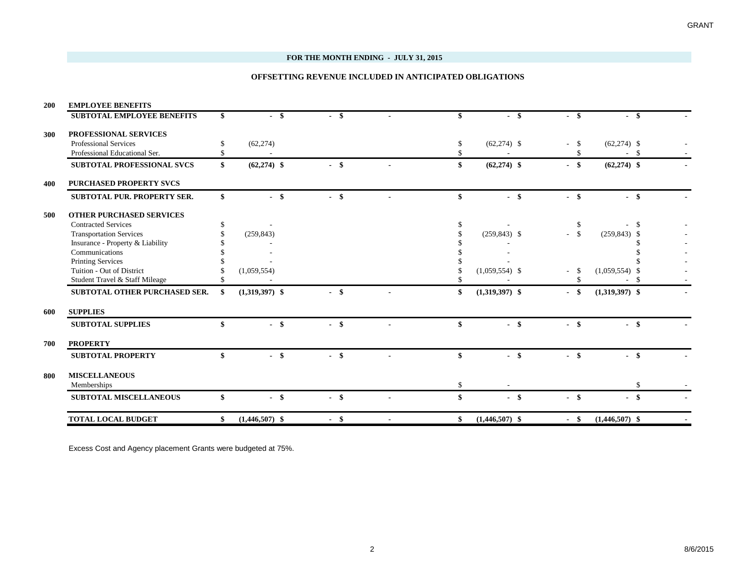GRANT

**FOR THE MONTH ENDING - JULY 31, 2015**

**OFFSETTING REVENUE INCLUDED IN ANTICIPATED OBLIGATIONS**

| | | | | | | | | |
|---|---|---|---|---|---|---|---|---|
| **200** | **EMPLOYEE BENEFITS** | | | | | | | |
| | **SUBTOTAL EMPLOYEE BENEFITS** | **$ -** | **$ -** | **$ -** | **$ -** | **$ -** | **$ -** | **$ -** |
| **300** | **PROFESSIONAL SERVICES** | | | | | | | |
| | Professional Services | $ (62,274) | | | $ (62,274) | $ - | $ (62,274) | $ - |
| | Professional Educational Ser. | $ - | | | $ - | | $ - | $ - |
| | **SUBTOTAL PROFESSIONAL SVCS** | **$ (62,274)** | **$ -** | **$ -** | **$ (62,274)** | **$ -** | **$ (62,274)** | **$ -** |
| **400** | **PURCHASED PROPERTY SVCS** | | | | | | | |
| | **SUBTOTAL PUR. PROPERTY SER.** | **$ -** | **$ -** | **$ -** | **$ -** | **$ -** | **$ -** | **$ -** |
| **500** | **OTHER PURCHASED SERVICES** | | | | | | | |
| | Contracted Services | $ - | | | $ - | | $ - | $ - |
| | Transportation Services | $ (259,843) | | | $ (259,843) | $ - | $ (259,843) | $ - |
| | Insurance - Property & Liability | $ - | | | $ - | | | $ - |
| | Communications | $ - | | | $ - | | | $ - |
| | Printing Services | $ - | | | $ - | | | $ - |
| | Tuition - Out of District | $ (1,059,554) | | | $ (1,059,554) | $ - | $ (1,059,554) | $ - |
| | Student Travel & Staff Mileage | $ - | | | $ - | | $ - | $ - |
| | **SUBTOTAL OTHER PURCHASED SER.** | **$ (1,319,397)** | **$ -** | **$ -** | **$ (1,319,397)** | **$ -** | **$ (1,319,397)** | **$ -** |
| **600** | **SUPPLIES** | | | | | | | |
| | **SUBTOTAL SUPPLIES** | **$ -** | **$ -** | **$ -** | **$ -** | **$ -** | **$ -** | **$ -** |
| **700** | **PROPERTY** | | | | | | | |
| | **SUBTOTAL PROPERTY** | **$ -** | **$ -** | **$ -** | **$ -** | **$ -** | **$ -** | **$ -** |
| **800** | **MISCELLANEOUS** | | | | | | | |
| | Memberships | | | | $ - | | | $ - |
| | **SUBTOTAL MISCELLANEOUS** | **$ -** | **$ -** | **$ -** | **$ -** | **$ -** | **$ -** | **$ -** |
| | **TOTAL LOCAL BUDGET** | **$ (1,446,507)** | **$ -** | **$ -** | **$ (1,446,507)** | **$ -** | **$ (1,446,507)** | **$ -** |

Excess Cost and Agency placement Grants were budgeted at 75%.

8/6/2015